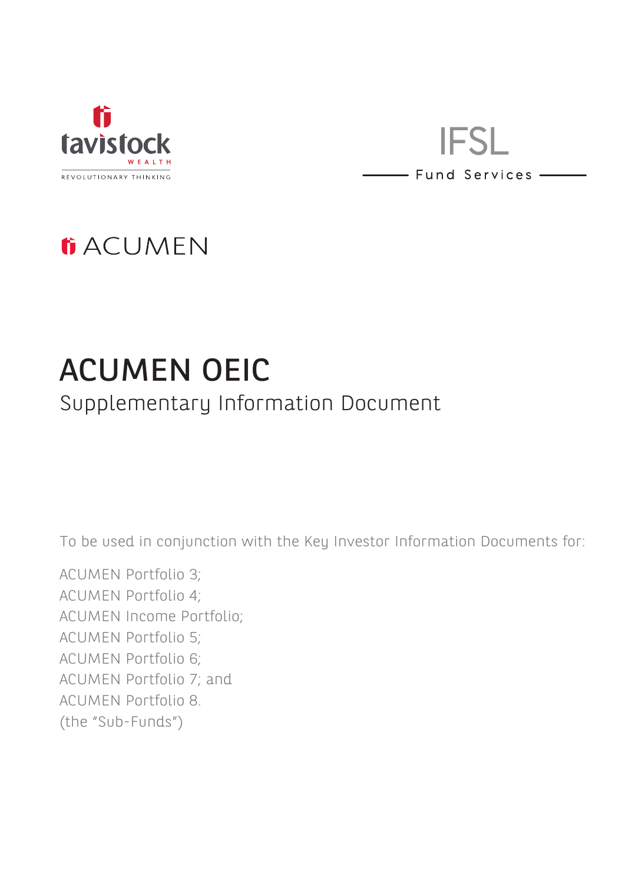tavistock WEALTH

REVOLUTIONARY THINKING

IFSL

Fund Services

ACUMEN

# ACUMEN OEIC

## Supplementary Information Document

To be used in conjunction with the Key Investor Information Documents for:

ACUMEN Portfolio 3;
ACUMEN Portfolio 4;
ACUMEN Income Portfolio;
ACUMEN Portfolio 5;
ACUMEN Portfolio 6;
ACUMEN Portfolio 7; and
ACUMEN Portfolio 8.
(the "Sub-Funds")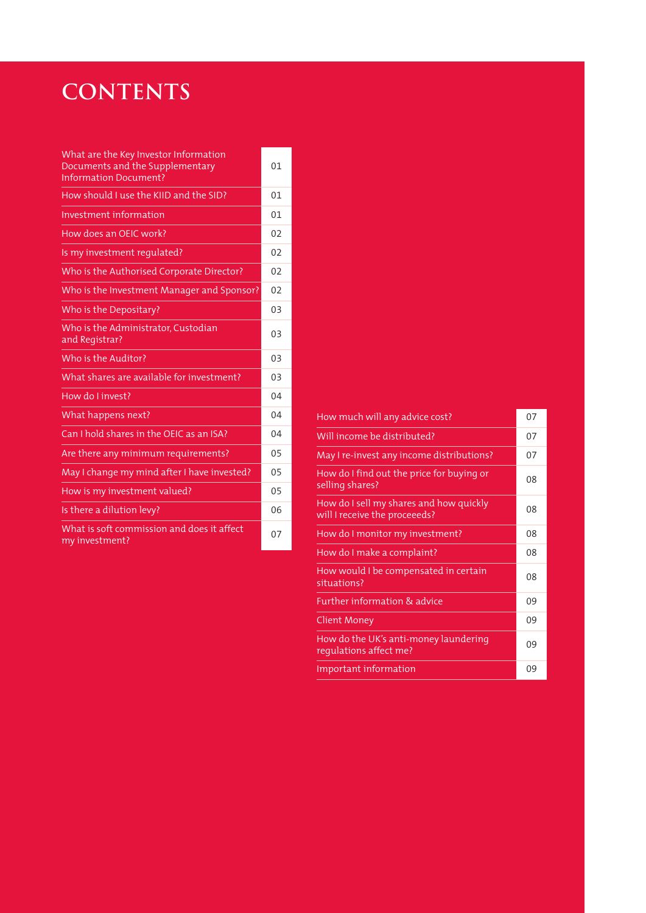# CONTENTS

| | |
|---|---|
| What are the Key Investor Information Documents and the Supplementary Information Document? | 01 |
| How should I use the KIID and the SID? | 01 |
| Investment information | 01 |
| How does an OEIC work? | 02 |
| Is my investment regulated? | 02 |
| Who is the Authorised Corporate Director? | 02 |
| Who is the Investment Manager and Sponsor? | 02 |
| Who is the Depositary? | 03 |
| Who is the Administrator, Custodian and Registrar? | 03 |
| Who is the Auditor? | 03 |
| What shares are available for investment? | 03 |
| How do I invest? | 04 |
| What happens next? | 04 |
| Can I hold shares in the OEIC as an ISA? | 04 |
| Are there any minimum requirements? | 05 |
| May I change my mind after I have invested? | 05 |
| How is my investment valued? | 05 |
| Is there a dilution levy? | 06 |
| What is soft commission and does it affect my investment? | 07 |
| How much will any advice cost? | 07 |
| Will income be distributed? | 07 |
| May I re-invest any income distributions? | 07 |
| How do I find out the price for buying or selling shares? | 08 |
| How do I sell my shares and how quickly will I receive the proceeeds? | 08 |
| How do I monitor my investment? | 08 |
| How do I make a complaint? | 08 |
| How would I be compensated in certain situations? | 08 |
| Further information & advice | 09 |
| Client Money | 09 |
| How do the UK's anti-money laundering regulations affect me? | 09 |
| Important information | 09 |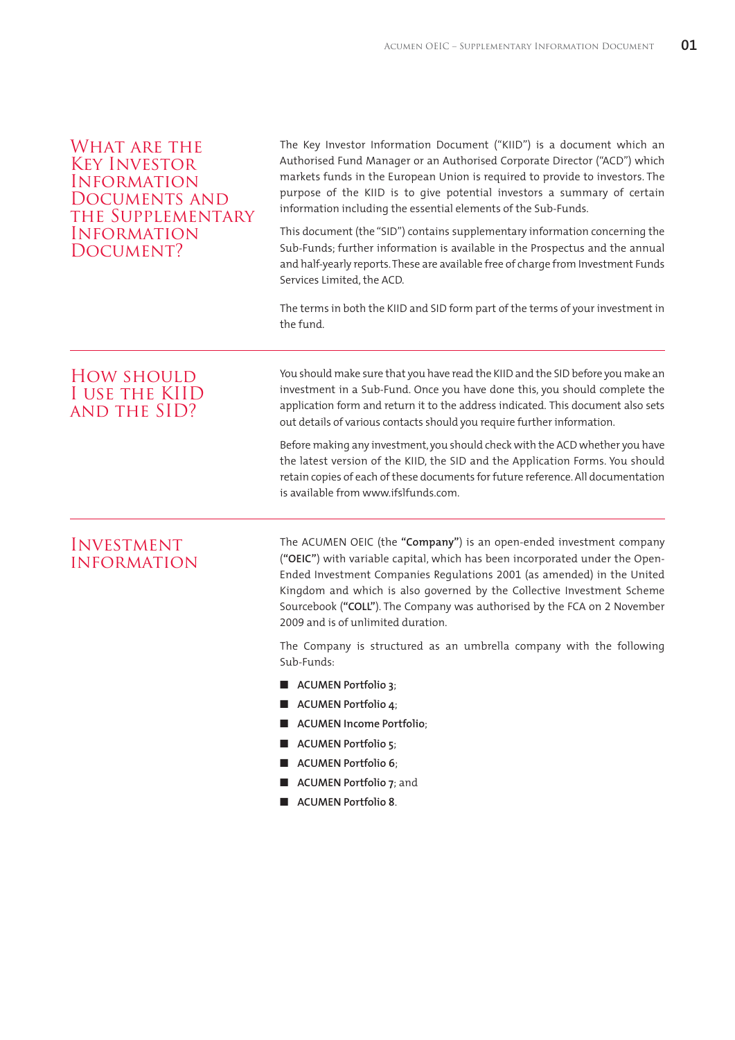## What are the Key Investor Information Documents and the Supplementary Information Document?

The Key Investor Information Document ("KIID") is a document which an Authorised Fund Manager or an Authorised Corporate Director ("ACD") which markets funds in the European Union is required to provide to investors. The purpose of the KIID is to give potential investors a summary of certain information including the essential elements of the Sub-Funds.

This document (the "SID") contains supplementary information concerning the Sub-Funds; further information is available in the Prospectus and the annual and half-yearly reports. These are available free of charge from Investment Funds Services Limited, the ACD.

The terms in both the KIID and SID form part of the terms of your investment in the fund.

## How should I use the KIID and the SID?

You should make sure that you have read the KIID and the SID before you make an investment in a Sub-Fund. Once you have done this, you should complete the application form and return it to the address indicated. This document also sets out details of various contacts should you require further information.

Before making any investment, you should check with the ACD whether you have the latest version of the KIID, the SID and the Application Forms. You should retain copies of each of these documents for future reference. All documentation is available from www.ifslfunds.com.

## Investment Information

The ACUMEN OEIC (the **"Company"**) is an open-ended investment company (**"OEIC"**) with variable capital, which has been incorporated under the Open-Ended Investment Companies Regulations 2001 (as amended) in the United Kingdom and which is also governed by the Collective Investment Scheme Sourcebook (**"COLL"**). The Company was authorised by the FCA on 2 November 2009 and is of unlimited duration.

The Company is structured as an umbrella company with the following Sub-Funds:

- **ACUMEN Portfolio 3**;
- **ACUMEN Portfolio 4**;
- **ACUMEN Income Portfolio**;
- **ACUMEN Portfolio 5**;
- **ACUMEN Portfolio 6**;
- **ACUMEN Portfolio 7**; and
- **ACUMEN Portfolio 8**.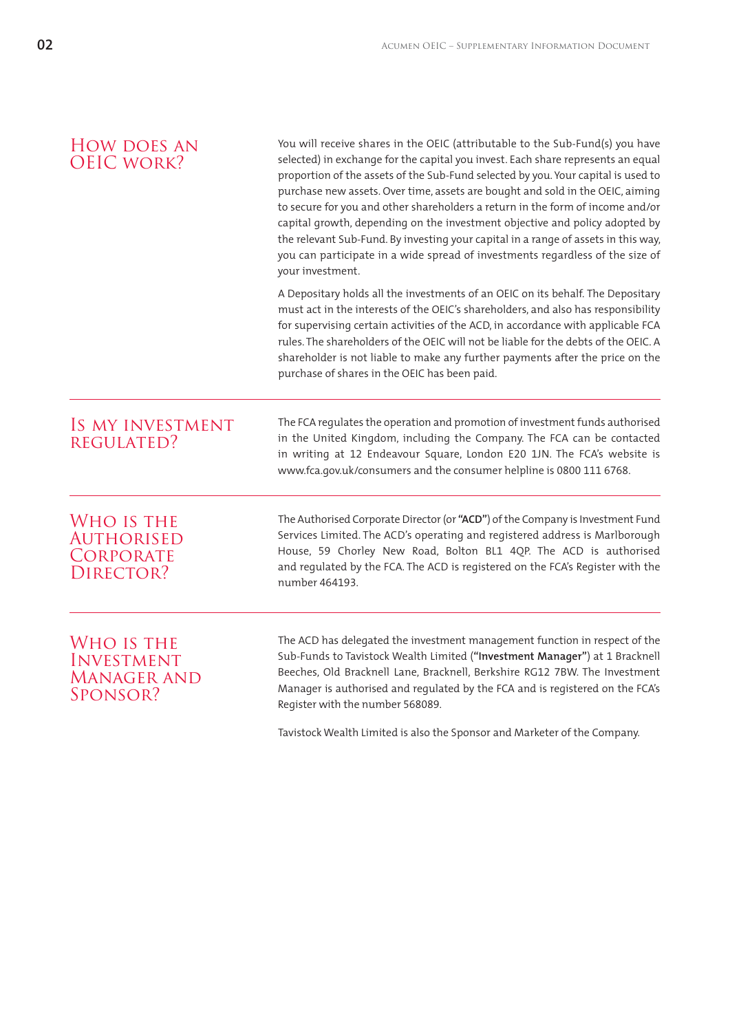## How does an OEIC work?

You will receive shares in the OEIC (attributable to the Sub-Fund(s) you have selected) in exchange for the capital you invest. Each share represents an equal proportion of the assets of the Sub-Fund selected by you. Your capital is used to purchase new assets. Over time, assets are bought and sold in the OEIC, aiming to secure for you and other shareholders a return in the form of income and/or capital growth, depending on the investment objective and policy adopted by the relevant Sub-Fund. By investing your capital in a range of assets in this way, you can participate in a wide spread of investments regardless of the size of your investment.

A Depositary holds all the investments of an OEIC on its behalf. The Depositary must act in the interests of the OEIC's shareholders, and also has responsibility for supervising certain activities of the ACD, in accordance with applicable FCA rules. The shareholders of the OEIC will not be liable for the debts of the OEIC. A shareholder is not liable to make any further payments after the price on the purchase of shares in the OEIC has been paid.

## Is my investment regulated?

The FCA regulates the operation and promotion of investment funds authorised in the United Kingdom, including the Company. The FCA can be contacted in writing at 12 Endeavour Square, London E20 1JN. The FCA's website is www.fca.gov.uk/consumers and the consumer helpline is 0800 111 6768.

## Who is the Authorised Corporate Director?

The Authorised Corporate Director (or **"ACD"**) of the Company is Investment Fund Services Limited. The ACD's operating and registered address is Marlborough House, 59 Chorley New Road, Bolton BL1 4QP. The ACD is authorised and regulated by the FCA. The ACD is registered on the FCA's Register with the number 464193.

## Who is the Investment Manager and Sponsor?

The ACD has delegated the investment management function in respect of the Sub-Funds to Tavistock Wealth Limited (**"Investment Manager"**) at 1 Bracknell Beeches, Old Bracknell Lane, Bracknell, Berkshire RG12 7BW. The Investment Manager is authorised and regulated by the FCA and is registered on the FCA's Register with the number 568089.

Tavistock Wealth Limited is also the Sponsor and Marketer of the Company.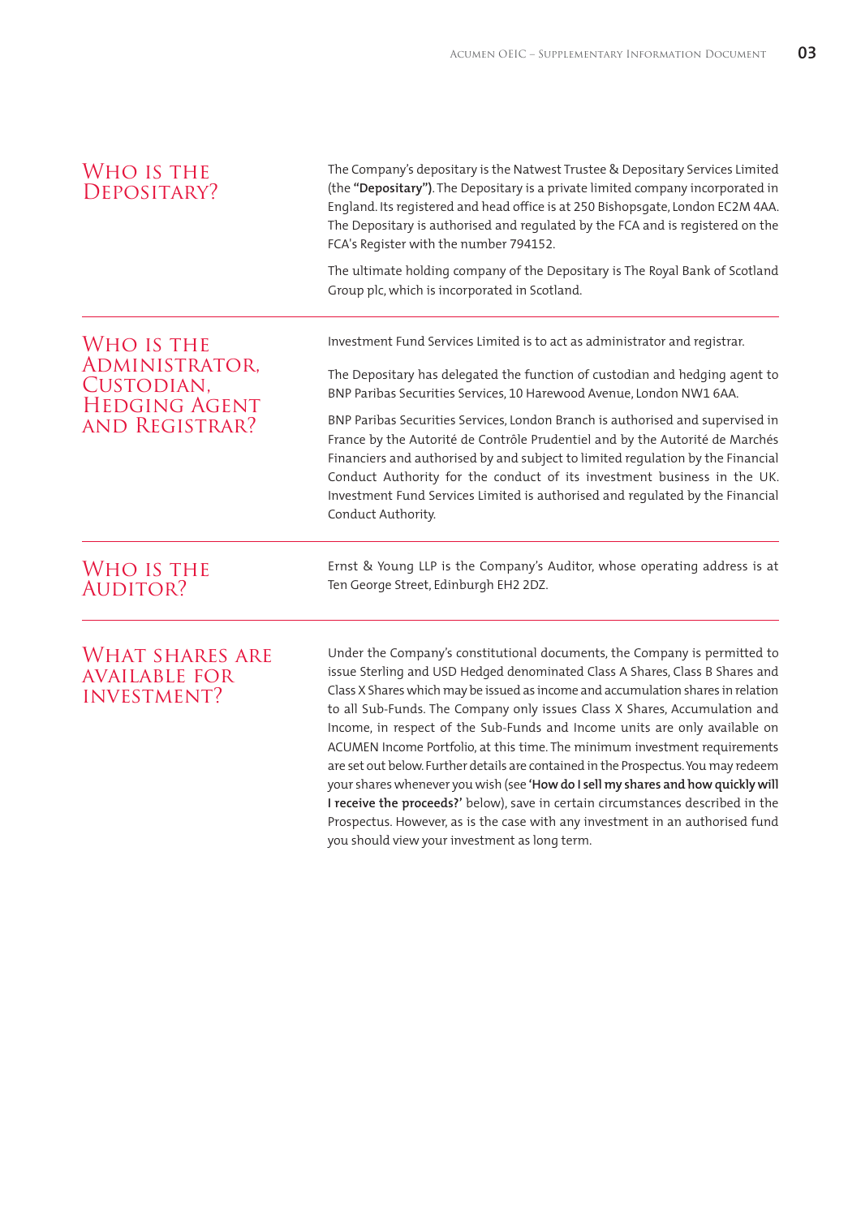## Who is the Depositary?

The Company's depositary is the Natwest Trustee & Depositary Services Limited (the **"Depositary")**. The Depositary is a private limited company incorporated in England. Its registered and head office is at 250 Bishopsgate, London EC2M 4AA. The Depositary is authorised and regulated by the FCA and is registered on the FCA's Register with the number 794152.

The ultimate holding company of the Depositary is The Royal Bank of Scotland Group plc, which is incorporated in Scotland.

## Who is the Administrator, Custodian, Hedging Agent and Registrar?

Investment Fund Services Limited is to act as administrator and registrar.

The Depositary has delegated the function of custodian and hedging agent to BNP Paribas Securities Services, 10 Harewood Avenue, London NW1 6AA.

BNP Paribas Securities Services, London Branch is authorised and supervised in France by the Autorité de Contrôle Prudentiel and by the Autorité de Marchés Financiers and authorised by and subject to limited regulation by the Financial Conduct Authority for the conduct of its investment business in the UK. Investment Fund Services Limited is authorised and regulated by the Financial Conduct Authority.

## Who is the Auditor?

Ernst & Young LLP is the Company's Auditor, whose operating address is at Ten George Street, Edinburgh EH2 2DZ.

## What shares are available for investment?

Under the Company's constitutional documents, the Company is permitted to issue Sterling and USD Hedged denominated Class A Shares, Class B Shares and Class X Shares which may be issued as income and accumulation shares in relation to all Sub-Funds. The Company only issues Class X Shares, Accumulation and Income, in respect of the Sub-Funds and Income units are only available on ACUMEN Income Portfolio, at this time. The minimum investment requirements are set out below. Further details are contained in the Prospectus. You may redeem your shares whenever you wish (see **'How do I sell my shares and how quickly will I receive the proceeds?'** below), save in certain circumstances described in the Prospectus. However, as is the case with any investment in an authorised fund you should view your investment as long term.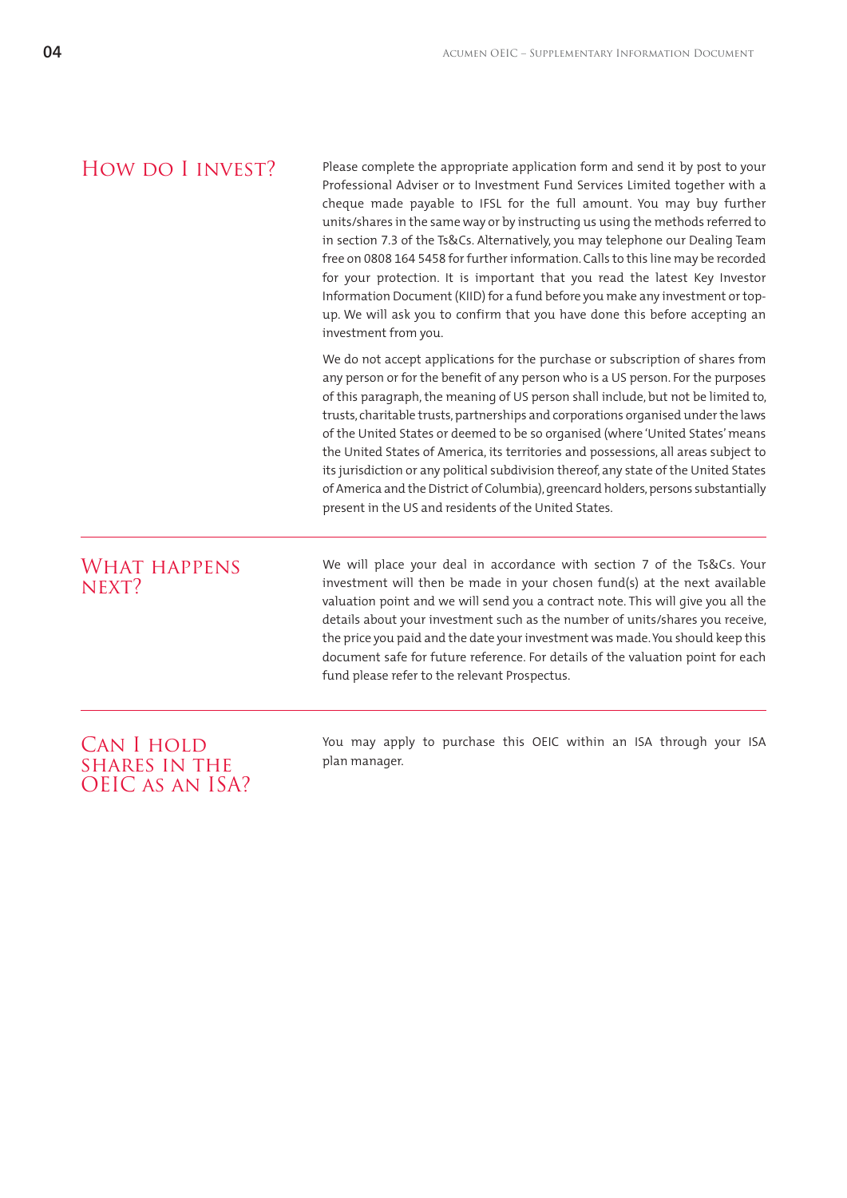## How do I invest?

Please complete the appropriate application form and send it by post to your Professional Adviser or to Investment Fund Services Limited together with a cheque made payable to IFSL for the full amount. You may buy further units/shares in the same way or by instructing us using the methods referred to in section 7.3 of the Ts&Cs. Alternatively, you may telephone our Dealing Team free on 0808 164 5458 for further information. Calls to this line may be recorded for your protection. It is important that you read the latest Key Investor Information Document (KIID) for a fund before you make any investment or top-up. We will ask you to confirm that you have done this before accepting an investment from you.

We do not accept applications for the purchase or subscription of shares from any person or for the benefit of any person who is a US person. For the purposes of this paragraph, the meaning of US person shall include, but not be limited to, trusts, charitable trusts, partnerships and corporations organised under the laws of the United States or deemed to be so organised (where 'United States' means the United States of America, its territories and possessions, all areas subject to its jurisdiction or any political subdivision thereof, any state of the United States of America and the District of Columbia), greencard holders, persons substantially present in the US and residents of the United States.

## What happens next?

We will place your deal in accordance with section 7 of the Ts&Cs. Your investment will then be made in your chosen fund(s) at the next available valuation point and we will send you a contract note. This will give you all the details about your investment such as the number of units/shares you receive, the price you paid and the date your investment was made. You should keep this document safe for future reference. For details of the valuation point for each fund please refer to the relevant Prospectus.

## Can I hold shares in the OEIC as an ISA?

You may apply to purchase this OEIC within an ISA through your ISA plan manager.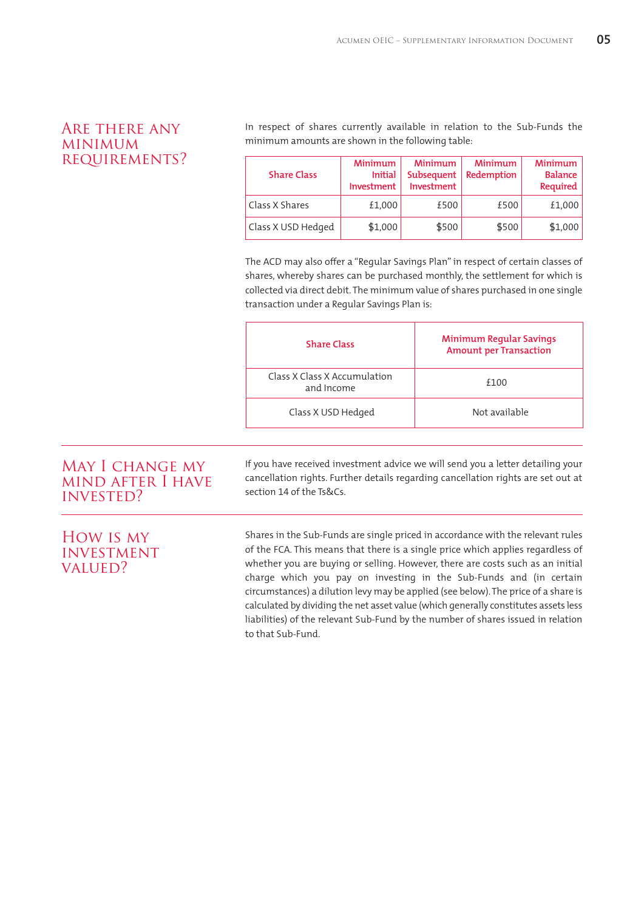## Are there any minimum requirements?

In respect of shares currently available in relation to the Sub-Funds the minimum amounts are shown in the following table:

| Share Class | Minimum Initial Investment | Minimum Subsequent Investment | Minimum Redemption | Minimum Balance Required |
|---|---|---|---|---|
| Class X Shares | £1,000 | £500 | £500 | £1,000 |
| Class X USD Hedged | $1,000 | $500 | $500 | $1,000 |

The ACD may also offer a "Regular Savings Plan" in respect of certain classes of shares, whereby shares can be purchased monthly, the settlement for which is collected via direct debit. The minimum value of shares purchased in one single transaction under a Regular Savings Plan is:

| Share Class | Minimum Regular Savings Amount per Transaction |
|---|---|
| Class X Class X Accumulation and Income | £100 |
| Class X USD Hedged | Not available |

## May I change my mind after I have invested?

If you have received investment advice we will send you a letter detailing your cancellation rights. Further details regarding cancellation rights are set out at section 14 of the Ts&Cs.

## How is my investment valued?

Shares in the Sub-Funds are single priced in accordance with the relevant rules of the FCA. This means that there is a single price which applies regardless of whether you are buying or selling. However, there are costs such as an initial charge which you pay on investing in the Sub-Funds and (in certain circumstances) a dilution levy may be applied (see below). The price of a share is calculated by dividing the net asset value (which generally constitutes assets less liabilities) of the relevant Sub-Fund by the number of shares issued in relation to that Sub-Fund.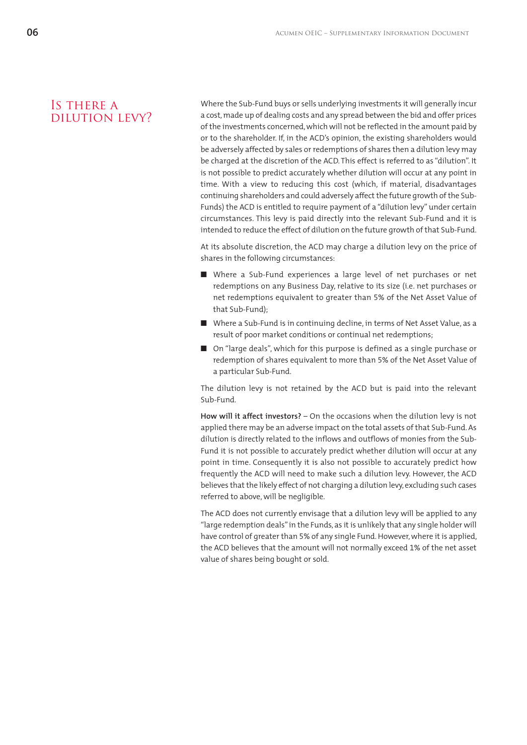# Is there a dilution levy?

Where the Sub-Fund buys or sells underlying investments it will generally incur a cost, made up of dealing costs and any spread between the bid and offer prices of the investments concerned, which will not be reflected in the amount paid by or to the shareholder. If, in the ACD's opinion, the existing shareholders would be adversely affected by sales or redemptions of shares then a dilution levy may be charged at the discretion of the ACD. This effect is referred to as "dilution". It is not possible to predict accurately whether dilution will occur at any point in time. With a view to reducing this cost (which, if material, disadvantages continuing shareholders and could adversely affect the future growth of the Sub-Funds) the ACD is entitled to require payment of a "dilution levy" under certain circumstances. This levy is paid directly into the relevant Sub-Fund and it is intended to reduce the effect of dilution on the future growth of that Sub-Fund.

At its absolute discretion, the ACD may charge a dilution levy on the price of shares in the following circumstances:

- Where a Sub-Fund experiences a large level of net purchases or net redemptions on any Business Day, relative to its size (i.e. net purchases or net redemptions equivalent to greater than 5% of the Net Asset Value of that Sub-Fund);
- Where a Sub-Fund is in continuing decline, in terms of Net Asset Value, as a result of poor market conditions or continual net redemptions;
- On "large deals", which for this purpose is defined as a single purchase or redemption of shares equivalent to more than 5% of the Net Asset Value of a particular Sub-Fund.

The dilution levy is not retained by the ACD but is paid into the relevant Sub-Fund.

**How will it affect investors?** – On the occasions when the dilution levy is not applied there may be an adverse impact on the total assets of that Sub-Fund. As dilution is directly related to the inflows and outflows of monies from the Sub-Fund it is not possible to accurately predict whether dilution will occur at any point in time. Consequently it is also not possible to accurately predict how frequently the ACD will need to make such a dilution levy. However, the ACD believes that the likely effect of not charging a dilution levy, excluding such cases referred to above, will be negligible.

The ACD does not currently envisage that a dilution levy will be applied to any "large redemption deals" in the Funds, as it is unlikely that any single holder will have control of greater than 5% of any single Fund. However, where it is applied, the ACD believes that the amount will not normally exceed 1% of the net asset value of shares being bought or sold.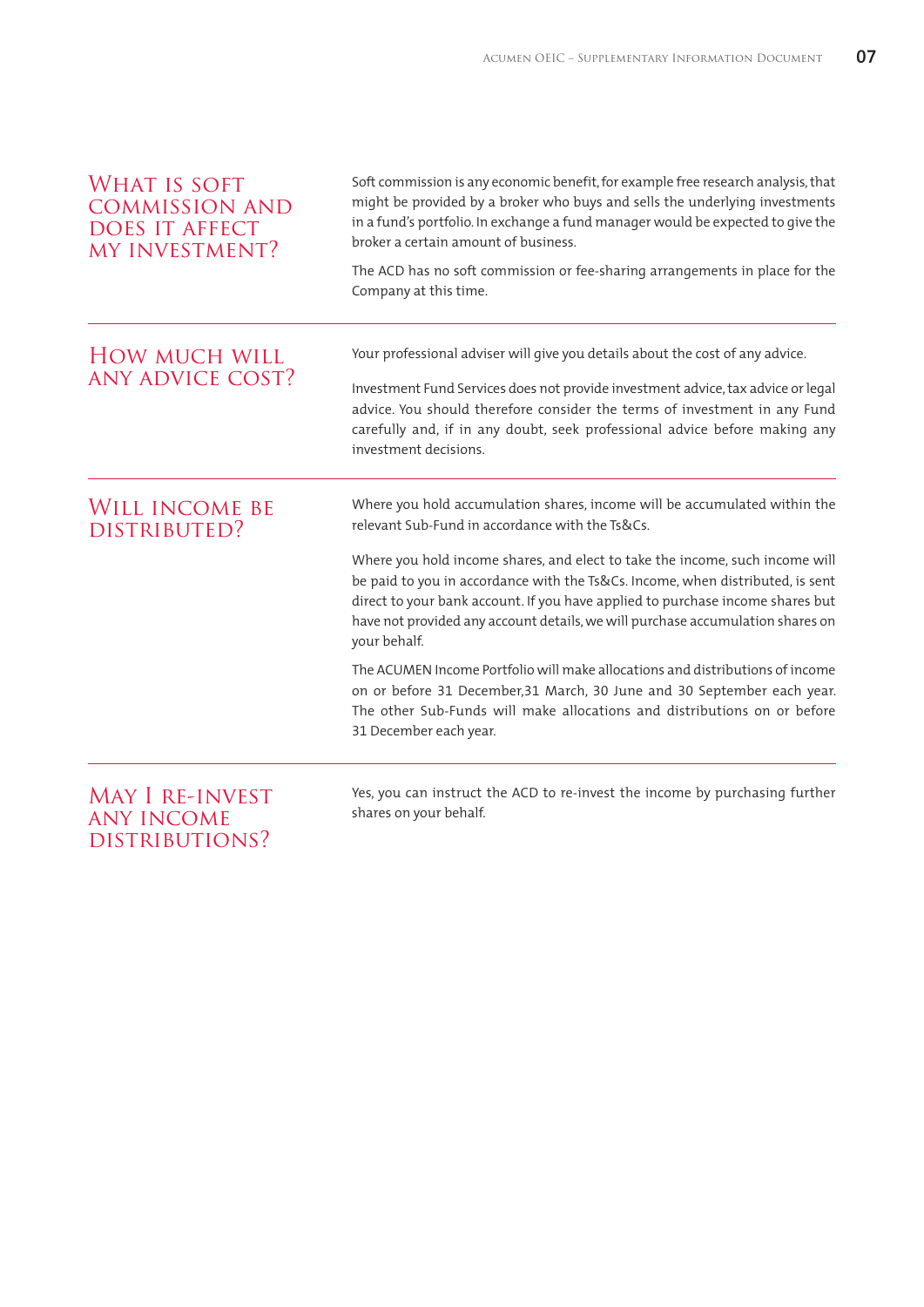## What is soft commission and does it affect my investment?

Soft commission is any economic benefit, for example free research analysis, that might be provided by a broker who buys and sells the underlying investments in a fund's portfolio. In exchange a fund manager would be expected to give the broker a certain amount of business.

The ACD has no soft commission or fee-sharing arrangements in place for the Company at this time.

## How much will any advice cost?

Your professional adviser will give you details about the cost of any advice.

Investment Fund Services does not provide investment advice, tax advice or legal advice. You should therefore consider the terms of investment in any Fund carefully and, if in any doubt, seek professional advice before making any investment decisions.

## Will income be distributed?

Where you hold accumulation shares, income will be accumulated within the relevant Sub-Fund in accordance with the Ts&Cs.

Where you hold income shares, and elect to take the income, such income will be paid to you in accordance with the Ts&Cs. Income, when distributed, is sent direct to your bank account. If you have applied to purchase income shares but have not provided any account details, we will purchase accumulation shares on your behalf.

The ACUMEN Income Portfolio will make allocations and distributions of income on or before 31 December,31 March, 30 June and 30 September each year. The other Sub-Funds will make allocations and distributions on or before 31 December each year.

## May I re-invest any income distributions?

Yes, you can instruct the ACD to re-invest the income by purchasing further shares on your behalf.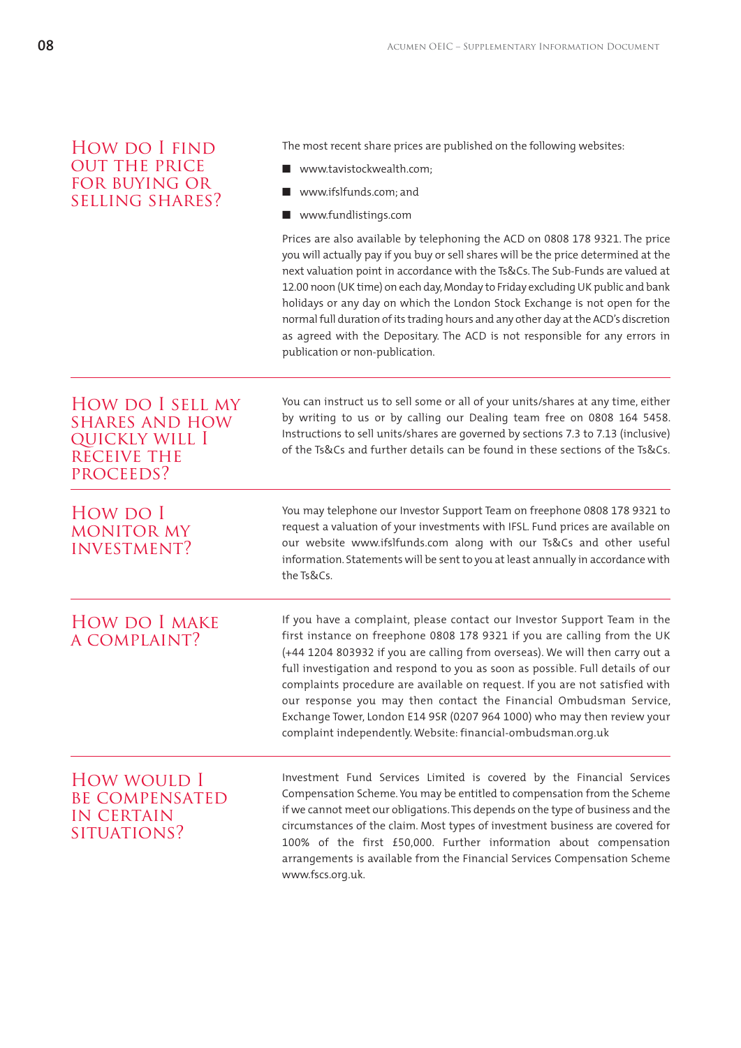## How do I find out the price for buying or selling shares?

The most recent share prices are published on the following websites:

- www.tavistockwealth.com;
- www.ifslfunds.com; and
- www.fundlistings.com

Prices are also available by telephoning the ACD on 0808 178 9321. The price you will actually pay if you buy or sell shares will be the price determined at the next valuation point in accordance with the Ts&Cs. The Sub-Funds are valued at 12.00 noon (UK time) on each day, Monday to Friday excluding UK public and bank holidays or any day on which the London Stock Exchange is not open for the normal full duration of its trading hours and any other day at the ACD's discretion as agreed with the Depositary. The ACD is not responsible for any errors in publication or non-publication.

## How do I sell my shares and how quickly will I receive the proceeds?

You can instruct us to sell some or all of your units/shares at any time, either by writing to us or by calling our Dealing team free on 0808 164 5458. Instructions to sell units/shares are governed by sections 7.3 to 7.13 (inclusive) of the Ts&Cs and further details can be found in these sections of the Ts&Cs.

## How do I monitor my investment?

You may telephone our Investor Support Team on freephone 0808 178 9321 to request a valuation of your investments with IFSL. Fund prices are available on our website www.ifslfunds.com along with our Ts&Cs and other useful information. Statements will be sent to you at least annually in accordance with the Ts&Cs.

## How do I make a complaint?

If you have a complaint, please contact our Investor Support Team in the first instance on freephone 0808 178 9321 if you are calling from the UK (+44 1204 803932 if you are calling from overseas). We will then carry out a full investigation and respond to you as soon as possible. Full details of our complaints procedure are available on request. If you are not satisfied with our response you may then contact the Financial Ombudsman Service, Exchange Tower, London E14 9SR (0207 964 1000) who may then review your complaint independently. Website: financial-ombudsman.org.uk

## How would I be compensated in certain situations?

Investment Fund Services Limited is covered by the Financial Services Compensation Scheme. You may be entitled to compensation from the Scheme if we cannot meet our obligations. This depends on the type of business and the circumstances of the claim. Most types of investment business are covered for 100% of the first £50,000. Further information about compensation arrangements is available from the Financial Services Compensation Scheme www.fscs.org.uk.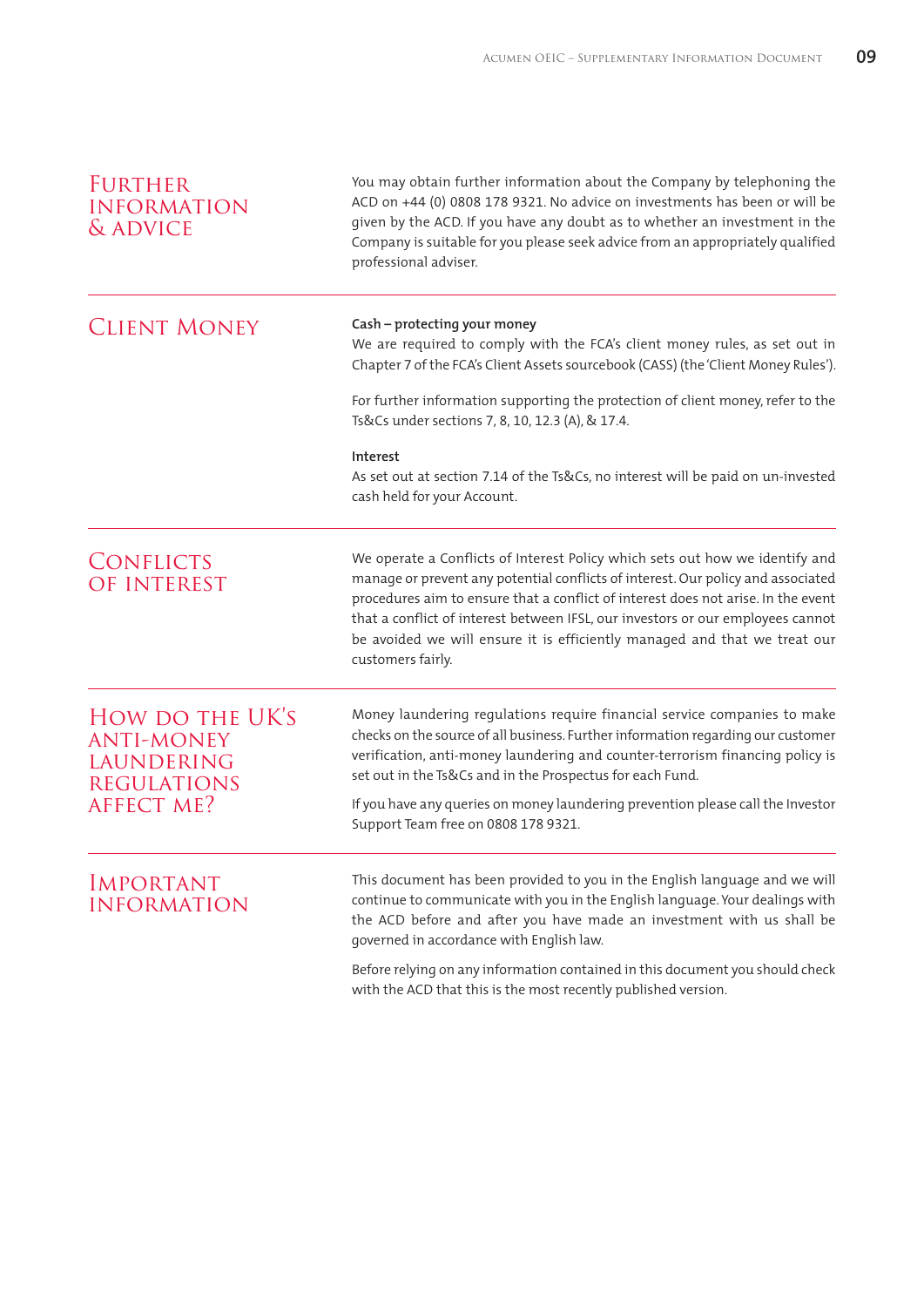## Further Information & Advice

You may obtain further information about the Company by telephoning the ACD on +44 (0) 0808 178 9321. No advice on investments has been or will be given by the ACD. If you have any doubt as to whether an investment in the Company is suitable for you please seek advice from an appropriately qualified professional adviser.

## Client Money

**Cash – protecting your money**

We are required to comply with the FCA's client money rules, as set out in Chapter 7 of the FCA's Client Assets sourcebook (CASS) (the 'Client Money Rules').

For further information supporting the protection of client money, refer to the Ts&Cs under sections 7, 8, 10, 12.3 (A), & 17.4.

**Interest**

As set out at section 7.14 of the Ts&Cs, no interest will be paid on un-invested cash held for your Account.

## Conflicts of Interest

We operate a Conflicts of Interest Policy which sets out how we identify and manage or prevent any potential conflicts of interest. Our policy and associated procedures aim to ensure that a conflict of interest does not arise. In the event that a conflict of interest between IFSL, our investors or our employees cannot be avoided we will ensure it is efficiently managed and that we treat our customers fairly.

## How do the UK's Anti-Money Laundering Regulations Affect Me?

Money laundering regulations require financial service companies to make checks on the source of all business. Further information regarding our customer verification, anti-money laundering and counter-terrorism financing policy is set out in the Ts&Cs and in the Prospectus for each Fund.

If you have any queries on money laundering prevention please call the Investor Support Team free on 0808 178 9321.

## Important Information

This document has been provided to you in the English language and we will continue to communicate with you in the English language. Your dealings with the ACD before and after you have made an investment with us shall be governed in accordance with English law.

Before relying on any information contained in this document you should check with the ACD that this is the most recently published version.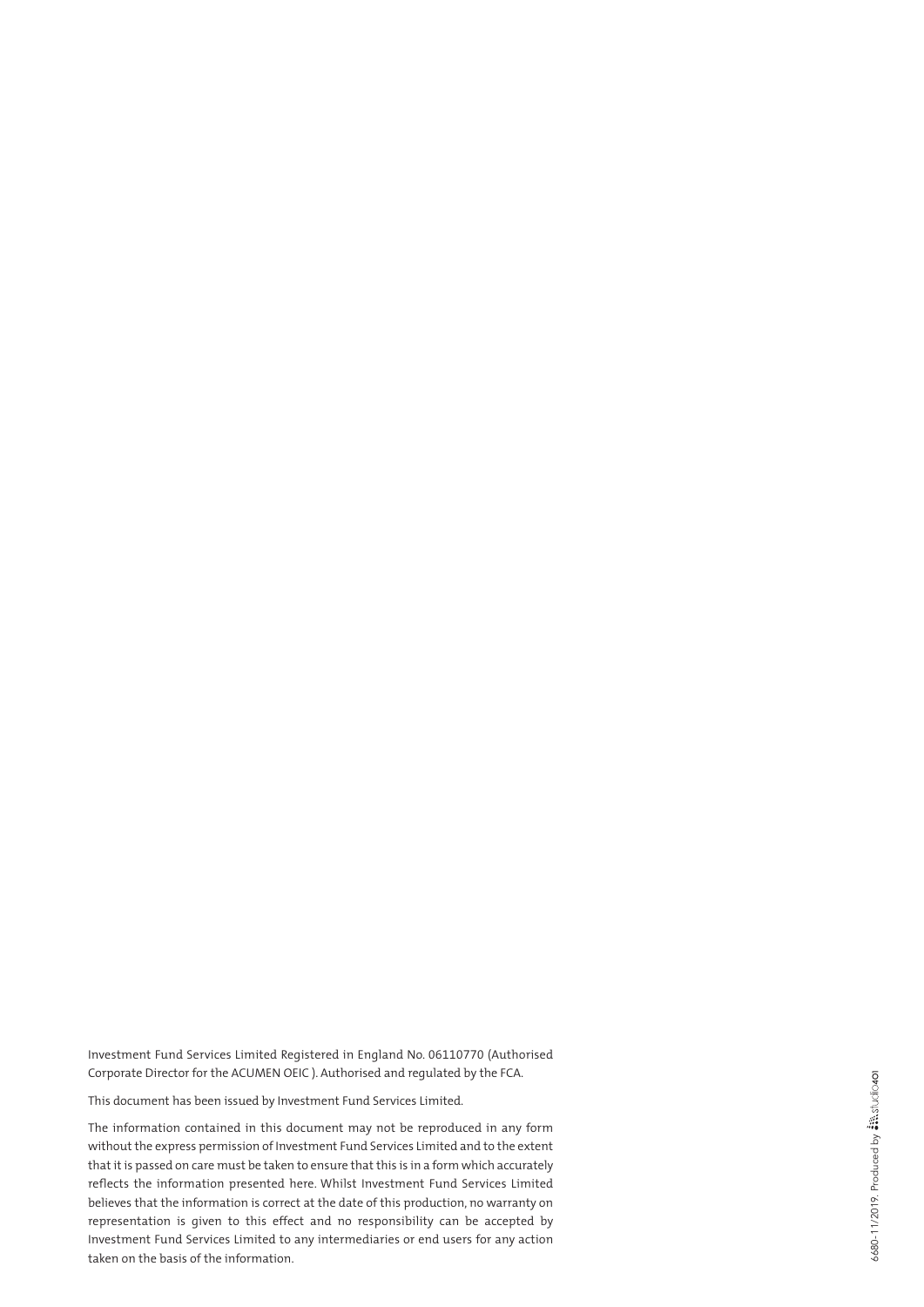Investment Fund Services Limited Registered in England No. 06110770 (Authorised Corporate Director for the ACUMEN OEIC ). Authorised and regulated by the FCA.

This document has been issued by Investment Fund Services Limited.

The information contained in this document may not be reproduced in any form without the express permission of Investment Fund Services Limited and to the extent that it is passed on care must be taken to ensure that this is in a form which accurately reflects the information presented here. Whilst Investment Fund Services Limited believes that the information is correct at the date of this production, no warranty on representation is given to this effect and no responsibility can be accepted by Investment Fund Services Limited to any intermediaries or end users for any action taken on the basis of the information.

6680-11/2019. Produced by studio401